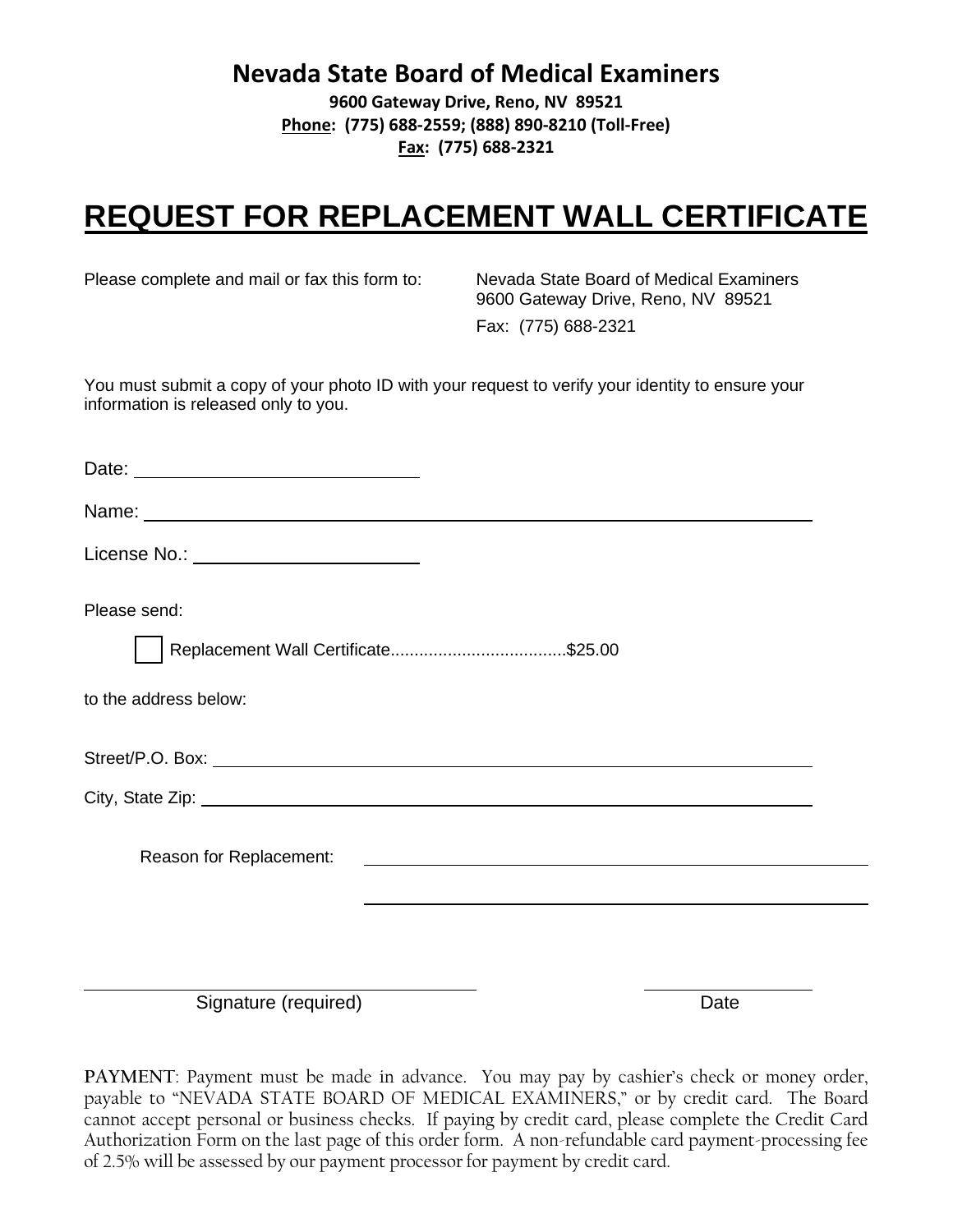# Nevada State Board of Medical Examiners

**9600 Gateway Drive, Reno, NV 89521**
**Phone: (775) 688-2559; (888) 890-8210 (Toll-Free)**
**Fax: (775) 688-2321**

## REQUEST FOR REPLACEMENT WALL CERTIFICATE

Please complete and mail or fax this form to: Nevada State Board of Medical Examiners
9600 Gateway Drive, Reno, NV 89521
Fax: (775) 688-2321

You must submit a copy of your photo ID with your request to verify your identity to ensure your information is released only to you.

Date: ____________________________

Name: ______________________________________________________________

License No.: ______________________

Please send:

☐ Replacement Wall Certificate....................................$25.00

to the address below:

Street/P.O. Box: ______________________________________________________

City, State Zip: ______________________________________________________

Reason for Replacement: ______________________________________________

______________________________________________

______________________________________ ____________________
Signature (required) Date

**PAYMENT**: Payment must be made in advance. You may pay by cashier's check or money order, payable to "NEVADA STATE BOARD OF MEDICAL EXAMINERS," or by credit card. The Board cannot accept personal or business checks. If paying by credit card, please complete the Credit Card Authorization Form on the last page of this order form. A non-refundable card payment-processing fee of 2.5% will be assessed by our payment processor for payment by credit card.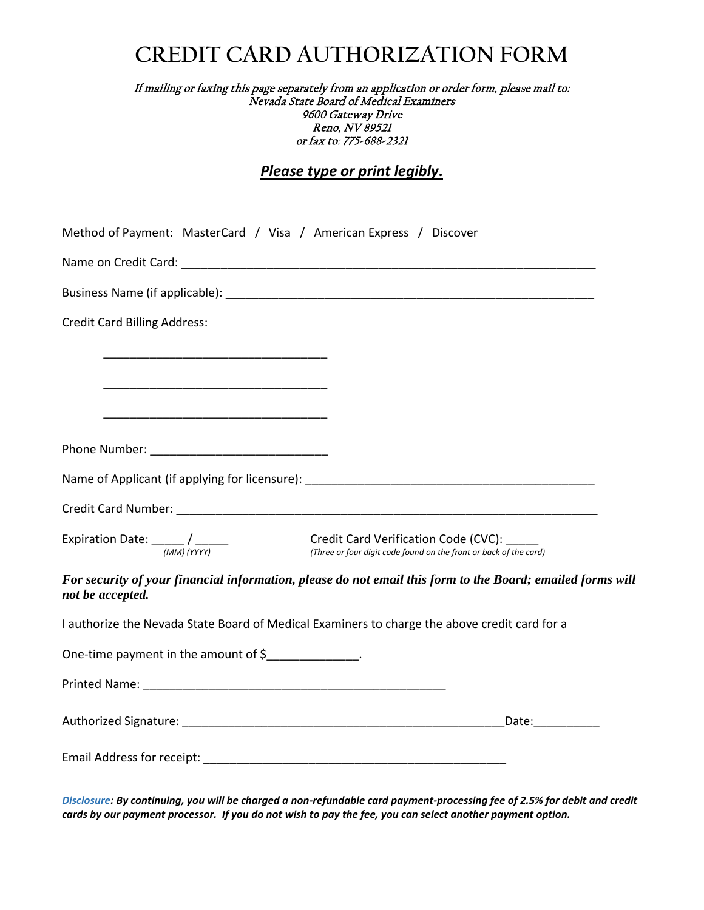# CREDIT CARD AUTHORIZATION FORM

*If mailing or faxing this page separately from an application or order form, please mail to:*
*Nevada State Board of Medical Examiners*
*9600 Gateway Drive*
*Reno, NV 89521*
*or fax to: 775-688-2321*

***Please type or print legibly.***

Method of Payment: MasterCard / Visa / American Express / Discover

Name on Credit Card: ___________________________________________________________________

Business Name (if applicable): ____________________________________________________________

Credit Card Billing Address:

____________________________________

____________________________________

____________________________________

Phone Number: ___________________________

Name of Applicant (if applying for licensure): _______________________________________________

Credit Card Number: ____________________________________________________________________

Expiration Date: _____ / _____ (MM) (YYYY)

Credit Card Verification Code (CVC): _____ *(Three or four digit code found on the front or back of the card)*

***For security of your financial information, please do not email this form to the Board; emailed forms will not be accepted.***

I authorize the Nevada State Board of Medical Examiners to charge the above credit card for a

One-time payment in the amount of $______________.

Printed Name: _________________________________________________

Authorized Signature: ____________________________________________________ Date:__________

Email Address for receipt: _________________________________________________

***Disclosure: By continuing, you will be charged a non-refundable card payment-processing fee of 2.5% for debit and credit cards by our payment processor. If you do not wish to pay the fee, you can select another payment option.***